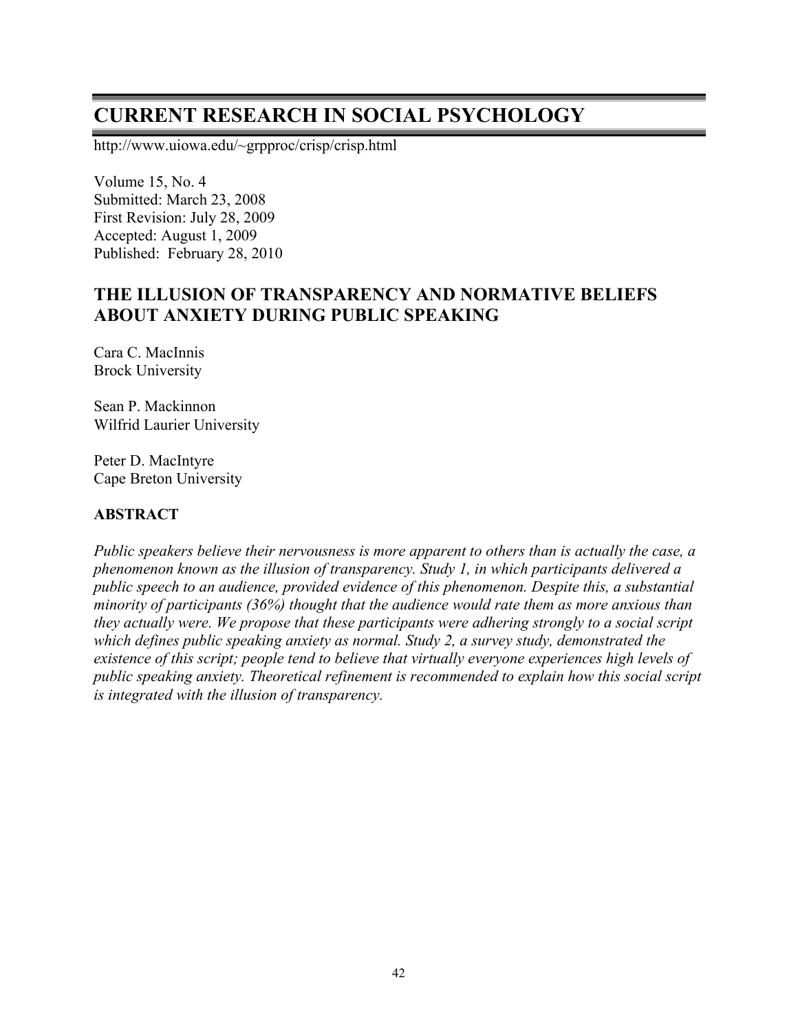# CURRENT RESEARCH IN SOCIAL PSYCHOLOGY

http://www.uiowa.edu/~grpproc/crisp/crisp.html

Volume 15, No. 4
Submitted: March 23, 2008
First Revision: July 28, 2009
Accepted: August 1, 2009
Published: February 28, 2010

## THE ILLUSION OF TRANSPARENCY AND NORMATIVE BELIEFS ABOUT ANXIETY DURING PUBLIC SPEAKING

Cara C. MacInnis
Brock University

Sean P. Mackinnon
Wilfrid Laurier University

Peter D. MacIntyre
Cape Breton University

### ABSTRACT

*Public speakers believe their nervousness is more apparent to others than is actually the case, a phenomenon known as the illusion of transparency. Study 1, in which participants delivered a public speech to an audience, provided evidence of this phenomenon. Despite this, a substantial minority of participants (36%) thought that the audience would rate them as more anxious than they actually were. We propose that these participants were adhering strongly to a social script which defines public speaking anxiety as normal. Study 2, a survey study, demonstrated the existence of this script; people tend to believe that virtually everyone experiences high levels of public speaking anxiety. Theoretical refinement is recommended to explain how this social script is integrated with the illusion of transparency.*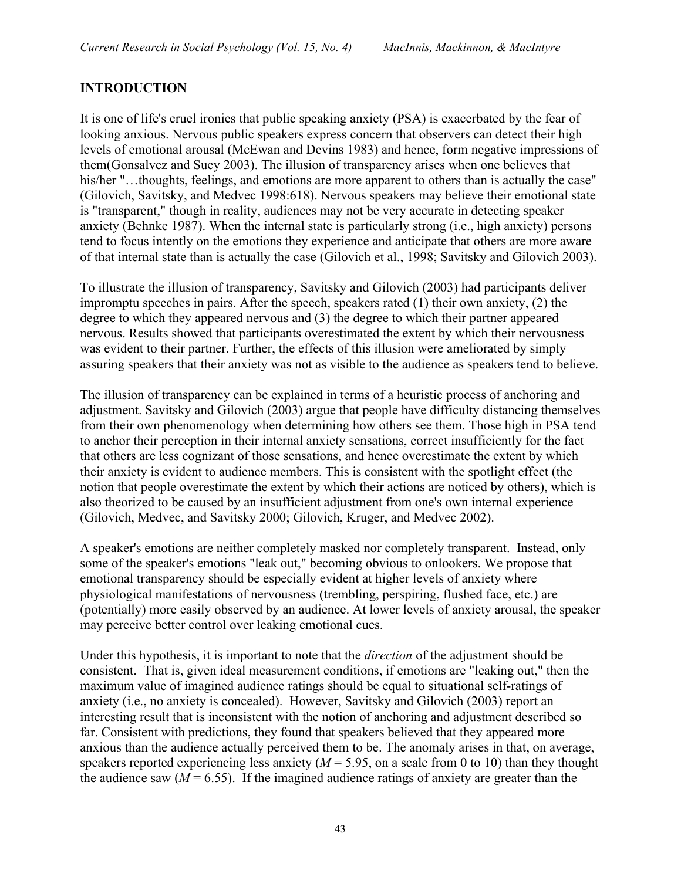## INTRODUCTION

It is one of life's cruel ironies that public speaking anxiety (PSA) is exacerbated by the fear of looking anxious. Nervous public speakers express concern that observers can detect their high levels of emotional arousal (McEwan and Devins 1983) and hence, form negative impressions of them(Gonsalvez and Suey 2003). The illusion of transparency arises when one believes that his/her "…thoughts, feelings, and emotions are more apparent to others than is actually the case" (Gilovich, Savitsky, and Medvec 1998:618). Nervous speakers may believe their emotional state is "transparent," though in reality, audiences may not be very accurate in detecting speaker anxiety (Behnke 1987). When the internal state is particularly strong (i.e., high anxiety) persons tend to focus intently on the emotions they experience and anticipate that others are more aware of that internal state than is actually the case (Gilovich et al., 1998; Savitsky and Gilovich 2003).

To illustrate the illusion of transparency, Savitsky and Gilovich (2003) had participants deliver impromptu speeches in pairs. After the speech, speakers rated (1) their own anxiety, (2) the degree to which they appeared nervous and (3) the degree to which their partner appeared nervous. Results showed that participants overestimated the extent by which their nervousness was evident to their partner. Further, the effects of this illusion were ameliorated by simply assuring speakers that their anxiety was not as visible to the audience as speakers tend to believe.

The illusion of transparency can be explained in terms of a heuristic process of anchoring and adjustment. Savitsky and Gilovich (2003) argue that people have difficulty distancing themselves from their own phenomenology when determining how others see them. Those high in PSA tend to anchor their perception in their internal anxiety sensations, correct insufficiently for the fact that others are less cognizant of those sensations, and hence overestimate the extent by which their anxiety is evident to audience members. This is consistent with the spotlight effect (the notion that people overestimate the extent by which their actions are noticed by others), which is also theorized to be caused by an insufficient adjustment from one's own internal experience (Gilovich, Medvec, and Savitsky 2000; Gilovich, Kruger, and Medvec 2002).

A speaker's emotions are neither completely masked nor completely transparent. Instead, only some of the speaker's emotions "leak out," becoming obvious to onlookers. We propose that emotional transparency should be especially evident at higher levels of anxiety where physiological manifestations of nervousness (trembling, perspiring, flushed face, etc.) are (potentially) more easily observed by an audience. At lower levels of anxiety arousal, the speaker may perceive better control over leaking emotional cues.

Under this hypothesis, it is important to note that the *direction* of the adjustment should be consistent. That is, given ideal measurement conditions, if emotions are "leaking out," then the maximum value of imagined audience ratings should be equal to situational self-ratings of anxiety (i.e., no anxiety is concealed). However, Savitsky and Gilovich (2003) report an interesting result that is inconsistent with the notion of anchoring and adjustment described so far. Consistent with predictions, they found that speakers believed that they appeared more anxious than the audience actually perceived them to be. The anomaly arises in that, on average, speakers reported experiencing less anxiety ($M = 5.95$, on a scale from 0 to 10) than they thought the audience saw ($M = 6.55$). If the imagined audience ratings of anxiety are greater than the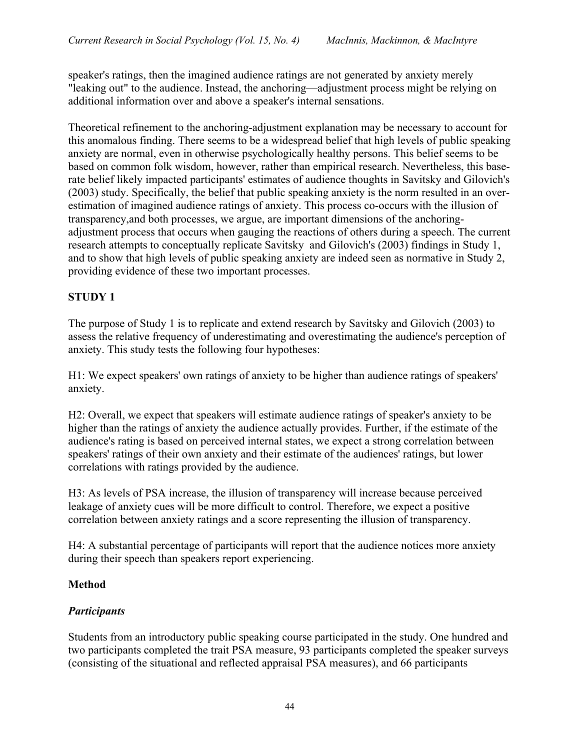speaker's ratings, then the imagined audience ratings are not generated by anxiety merely "leaking out" to the audience. Instead, the anchoring—adjustment process might be relying on additional information over and above a speaker's internal sensations.

Theoretical refinement to the anchoring-adjustment explanation may be necessary to account for this anomalous finding. There seems to be a widespread belief that high levels of public speaking anxiety are normal, even in otherwise psychologically healthy persons. This belief seems to be based on common folk wisdom, however, rather than empirical research. Nevertheless, this base-rate belief likely impacted participants' estimates of audience thoughts in Savitsky and Gilovich's (2003) study. Specifically, the belief that public speaking anxiety is the norm resulted in an over-estimation of imagined audience ratings of anxiety. This process co-occurs with the illusion of transparency,and both processes, we argue, are important dimensions of the anchoring-adjustment process that occurs when gauging the reactions of others during a speech. The current research attempts to conceptually replicate Savitsky and Gilovich's (2003) findings in Study 1, and to show that high levels of public speaking anxiety are indeed seen as normative in Study 2, providing evidence of these two important processes.

## STUDY 1

The purpose of Study 1 is to replicate and extend research by Savitsky and Gilovich (2003) to assess the relative frequency of underestimating and overestimating the audience's perception of anxiety. This study tests the following four hypotheses:

H1: We expect speakers' own ratings of anxiety to be higher than audience ratings of speakers' anxiety.

H2: Overall, we expect that speakers will estimate audience ratings of speaker's anxiety to be higher than the ratings of anxiety the audience actually provides. Further, if the estimate of the audience's rating is based on perceived internal states, we expect a strong correlation between speakers' ratings of their own anxiety and their estimate of the audiences' ratings, but lower correlations with ratings provided by the audience.

H3: As levels of PSA increase, the illusion of transparency will increase because perceived leakage of anxiety cues will be more difficult to control. Therefore, we expect a positive correlation between anxiety ratings and a score representing the illusion of transparency.

H4: A substantial percentage of participants will report that the audience notices more anxiety during their speech than speakers report experiencing.

### Method

#### *Participants*

Students from an introductory public speaking course participated in the study. One hundred and two participants completed the trait PSA measure, 93 participants completed the speaker surveys (consisting of the situational and reflected appraisal PSA measures), and 66 participants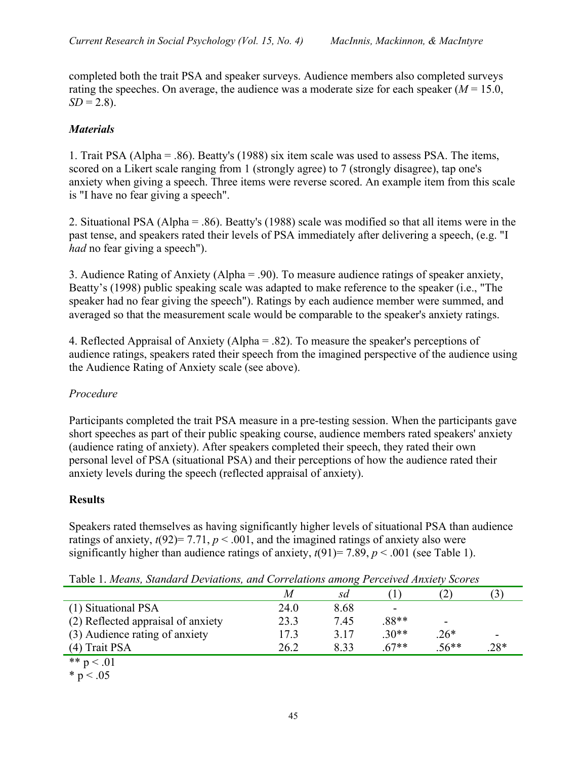completed both the trait PSA and speaker surveys. Audience members also completed surveys rating the speeches. On average, the audience was a moderate size for each speaker ($M = 15.0$, $SD = 2.8$).

### *Materials*

1. Trait PSA (Alpha = .86). Beatty's (1988) six item scale was used to assess PSA. The items, scored on a Likert scale ranging from 1 (strongly agree) to 7 (strongly disagree), tap one's anxiety when giving a speech. Three items were reverse scored. An example item from this scale is "I have no fear giving a speech".

2. Situational PSA (Alpha = .86). Beatty's (1988) scale was modified so that all items were in the past tense, and speakers rated their levels of PSA immediately after delivering a speech, (e.g. "I *had* no fear giving a speech").

3. Audience Rating of Anxiety (Alpha = .90). To measure audience ratings of speaker anxiety, Beatty's (1998) public speaking scale was adapted to make reference to the speaker (i.e., "The speaker had no fear giving the speech"). Ratings by each audience member were summed, and averaged so that the measurement scale would be comparable to the speaker's anxiety ratings.

4. Reflected Appraisal of Anxiety (Alpha = .82). To measure the speaker's perceptions of audience ratings, speakers rated their speech from the imagined perspective of the audience using the Audience Rating of Anxiety scale (see above).

### *Procedure*

Participants completed the trait PSA measure in a pre-testing session. When the participants gave short speeches as part of their public speaking course, audience members rated speakers' anxiety (audience rating of anxiety). After speakers completed their speech, they rated their own personal level of PSA (situational PSA) and their perceptions of how the audience rated their anxiety levels during the speech (reflected appraisal of anxiety).

## Results

Speakers rated themselves as having significantly higher levels of situational PSA than audience ratings of anxiety, $t(92) = 7.71$, $p < .001$, and the imagined ratings of anxiety also were significantly higher than audience ratings of anxiety, $t(91) = 7.89$, $p < .001$ (see Table 1).

Table 1. *Means, Standard Deviations, and Correlations among Perceived Anxiety Scores*

| | *M* | *sd* | (1) | (2) | (3) |
|---|---|---|---|---|---|
| (1) Situational PSA | 24.0 | 8.68 | - | | |
| (2) Reflected appraisal of anxiety | 23.3 | 7.45 | .88** | - | |
| (3) Audience rating of anxiety | 17.3 | 3.17 | .30** | .26* | - |
| (4) Trait PSA | 26.2 | 8.33 | .67** | .56** | .28* |

** $p < .01$

* $p < .05$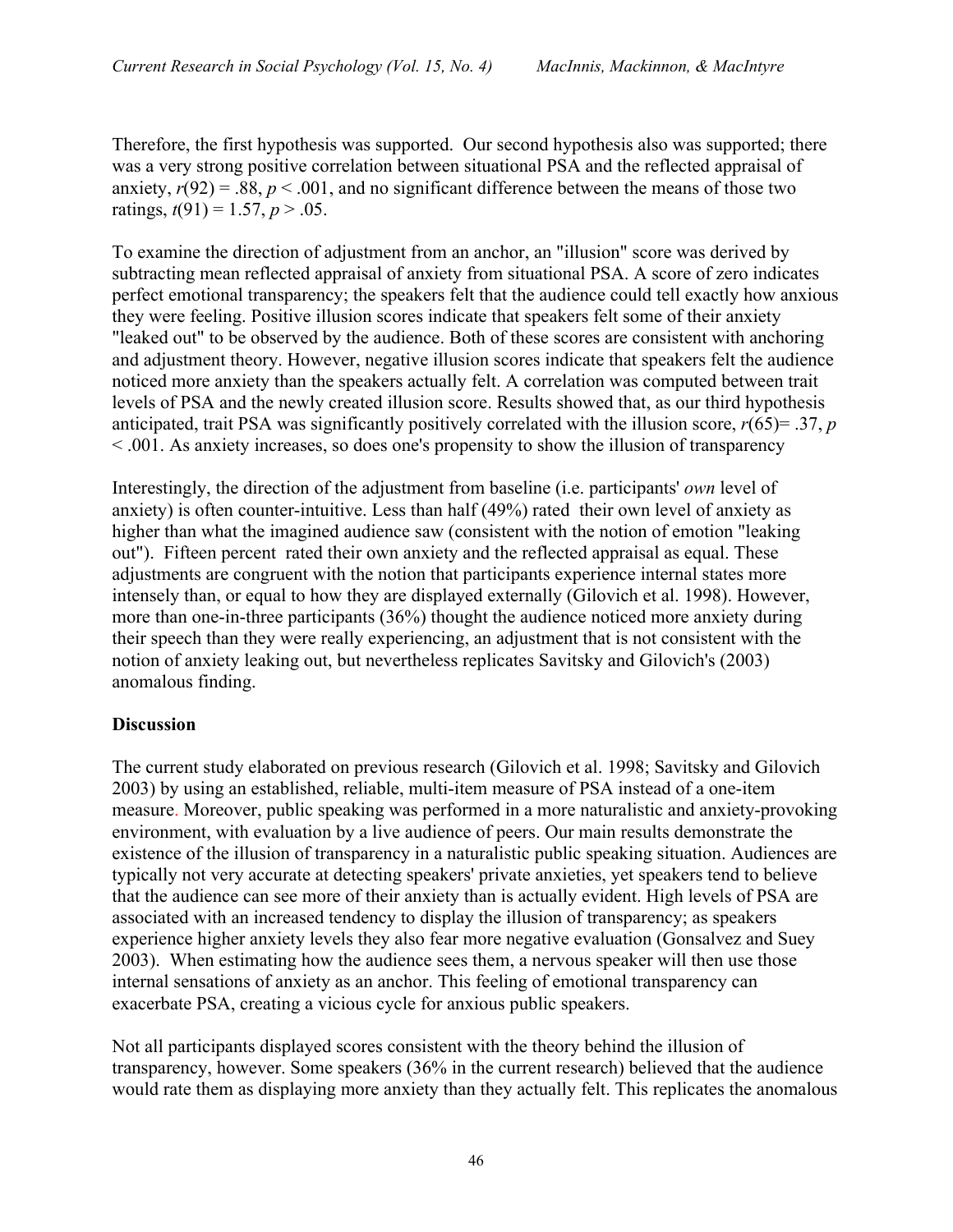Therefore, the first hypothesis was supported. Our second hypothesis also was supported; there was a very strong positive correlation between situational PSA and the reflected appraisal of anxiety, $r(92) = .88$, $p < .001$, and no significant difference between the means of those two ratings, $t(91) = 1.57$, $p > .05$.

To examine the direction of adjustment from an anchor, an "illusion" score was derived by subtracting mean reflected appraisal of anxiety from situational PSA. A score of zero indicates perfect emotional transparency; the speakers felt that the audience could tell exactly how anxious they were feeling. Positive illusion scores indicate that speakers felt some of their anxiety "leaked out" to be observed by the audience. Both of these scores are consistent with anchoring and adjustment theory. However, negative illusion scores indicate that speakers felt the audience noticed more anxiety than the speakers actually felt. A correlation was computed between trait levels of PSA and the newly created illusion score. Results showed that, as our third hypothesis anticipated, trait PSA was significantly positively correlated with the illusion score, $r(65) = .37$, $p < .001$. As anxiety increases, so does one's propensity to show the illusion of transparency

Interestingly, the direction of the adjustment from baseline (i.e. participants' *own* level of anxiety) is often counter-intuitive. Less than half (49%) rated their own level of anxiety as higher than what the imagined audience saw (consistent with the notion of emotion "leaking out"). Fifteen percent rated their own anxiety and the reflected appraisal as equal. These adjustments are congruent with the notion that participants experience internal states more intensely than, or equal to how they are displayed externally (Gilovich et al. 1998). However, more than one-in-three participants (36%) thought the audience noticed more anxiety during their speech than they were really experiencing, an adjustment that is not consistent with the notion of anxiety leaking out, but nevertheless replicates Savitsky and Gilovich's (2003) anomalous finding.

**Discussion**

The current study elaborated on previous research (Gilovich et al. 1998; Savitsky and Gilovich 2003) by using an established, reliable, multi-item measure of PSA instead of a one-item measure. Moreover, public speaking was performed in a more naturalistic and anxiety-provoking environment, with evaluation by a live audience of peers. Our main results demonstrate the existence of the illusion of transparency in a naturalistic public speaking situation. Audiences are typically not very accurate at detecting speakers' private anxieties, yet speakers tend to believe that the audience can see more of their anxiety than is actually evident. High levels of PSA are associated with an increased tendency to display the illusion of transparency; as speakers experience higher anxiety levels they also fear more negative evaluation (Gonsalvez and Suey 2003). When estimating how the audience sees them, a nervous speaker will then use those internal sensations of anxiety as an anchor. This feeling of emotional transparency can exacerbate PSA, creating a vicious cycle for anxious public speakers.

Not all participants displayed scores consistent with the theory behind the illusion of transparency, however. Some speakers (36% in the current research) believed that the audience would rate them as displaying more anxiety than they actually felt. This replicates the anomalous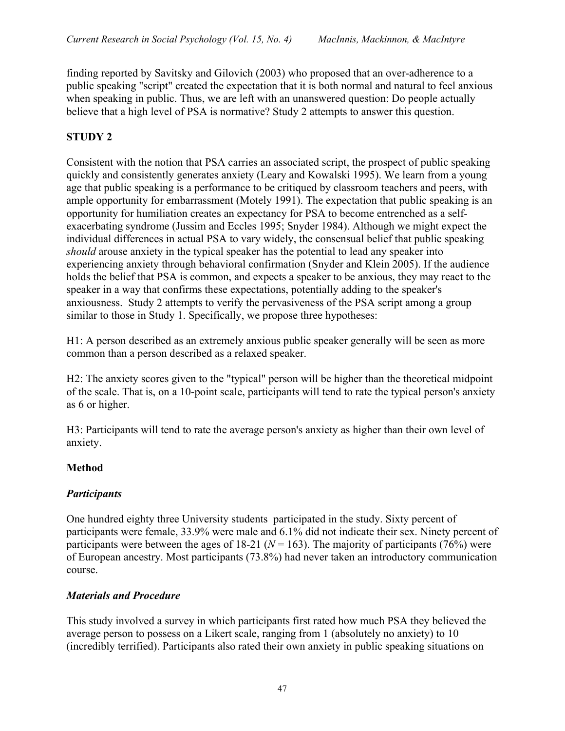finding reported by Savitsky and Gilovich (2003) who proposed that an over-adherence to a public speaking "script" created the expectation that it is both normal and natural to feel anxious when speaking in public. Thus, we are left with an unanswered question: Do people actually believe that a high level of PSA is normative? Study 2 attempts to answer this question.

## STUDY 2

Consistent with the notion that PSA carries an associated script, the prospect of public speaking quickly and consistently generates anxiety (Leary and Kowalski 1995). We learn from a young age that public speaking is a performance to be critiqued by classroom teachers and peers, with ample opportunity for embarrassment (Motely 1991). The expectation that public speaking is an opportunity for humiliation creates an expectancy for PSA to become entrenched as a self-exacerbating syndrome (Jussim and Eccles 1995; Snyder 1984). Although we might expect the individual differences in actual PSA to vary widely, the consensual belief that public speaking *should* arouse anxiety in the typical speaker has the potential to lead any speaker into experiencing anxiety through behavioral confirmation (Snyder and Klein 2005). If the audience holds the belief that PSA is common, and expects a speaker to be anxious, they may react to the speaker in a way that confirms these expectations, potentially adding to the speaker's anxiousness. Study 2 attempts to verify the pervasiveness of the PSA script among a group similar to those in Study 1. Specifically, we propose three hypotheses:

H1: A person described as an extremely anxious public speaker generally will be seen as more common than a person described as a relaxed speaker.

H2: The anxiety scores given to the "typical" person will be higher than the theoretical midpoint of the scale. That is, on a 10-point scale, participants will tend to rate the typical person's anxiety as 6 or higher.

H3: Participants will tend to rate the average person's anxiety as higher than their own level of anxiety.

### Method

#### *Participants*

One hundred eighty three University students participated in the study. Sixty percent of participants were female, 33.9% were male and 6.1% did not indicate their sex. Ninety percent of participants were between the ages of 18-21 ($N = 163$). The majority of participants (76%) were of European ancestry. Most participants (73.8%) had never taken an introductory communication course.

#### *Materials and Procedure*

This study involved a survey in which participants first rated how much PSA they believed the average person to possess on a Likert scale, ranging from 1 (absolutely no anxiety) to 10 (incredibly terrified). Participants also rated their own anxiety in public speaking situations on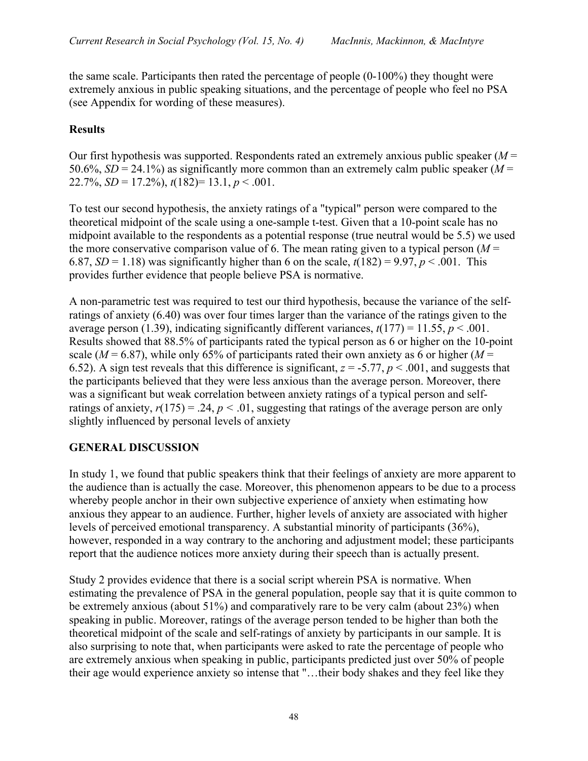the same scale. Participants then rated the percentage of people (0-100%) they thought were extremely anxious in public speaking situations, and the percentage of people who feel no PSA (see Appendix for wording of these measures).

**Results**

Our first hypothesis was supported. Respondents rated an extremely anxious public speaker ($M$ = 50.6%, $SD$ = 24.1%) as significantly more common than an extremely calm public speaker ($M$ = 22.7%, $SD$ = 17.2%), $t(182) = 13.1$, $p < .001$.

To test our second hypothesis, the anxiety ratings of a "typical" person were compared to the theoretical midpoint of the scale using a one-sample t-test. Given that a 10-point scale has no midpoint available to the respondents as a potential response (true neutral would be 5.5) we used the more conservative comparison value of 6. The mean rating given to a typical person ($M$ = 6.87, $SD$ = 1.18) was significantly higher than 6 on the scale, $t(182) = 9.97$, $p < .001$. This provides further evidence that people believe PSA is normative.

A non-parametric test was required to test our third hypothesis, because the variance of the self-ratings of anxiety (6.40) was over four times larger than the variance of the ratings given to the average person (1.39), indicating significantly different variances, $t(177) = 11.55$, $p < .001$. Results showed that 88.5% of participants rated the typical person as 6 or higher on the 10-point scale ($M$ = 6.87), while only 65% of participants rated their own anxiety as 6 or higher ($M$ = 6.52). A sign test reveals that this difference is significant, $z = -5.77$, $p < .001$, and suggests that the participants believed that they were less anxious than the average person. Moreover, there was a significant but weak correlation between anxiety ratings of a typical person and self-ratings of anxiety, $r(175) = .24$, $p < .01$, suggesting that ratings of the average person are only slightly influenced by personal levels of anxiety

## GENERAL DISCUSSION

In study 1, we found that public speakers think that their feelings of anxiety are more apparent to the audience than is actually the case. Moreover, this phenomenon appears to be due to a process whereby people anchor in their own subjective experience of anxiety when estimating how anxious they appear to an audience. Further, higher levels of anxiety are associated with higher levels of perceived emotional transparency. A substantial minority of participants (36%), however, responded in a way contrary to the anchoring and adjustment model; these participants report that the audience notices more anxiety during their speech than is actually present.

Study 2 provides evidence that there is a social script wherein PSA is normative. When estimating the prevalence of PSA in the general population, people say that it is quite common to be extremely anxious (about 51%) and comparatively rare to be very calm (about 23%) when speaking in public. Moreover, ratings of the average person tended to be higher than both the theoretical midpoint of the scale and self-ratings of anxiety by participants in our sample. It is also surprising to note that, when participants were asked to rate the percentage of people who are extremely anxious when speaking in public, participants predicted just over 50% of people their age would experience anxiety so intense that "…their body shakes and they feel like they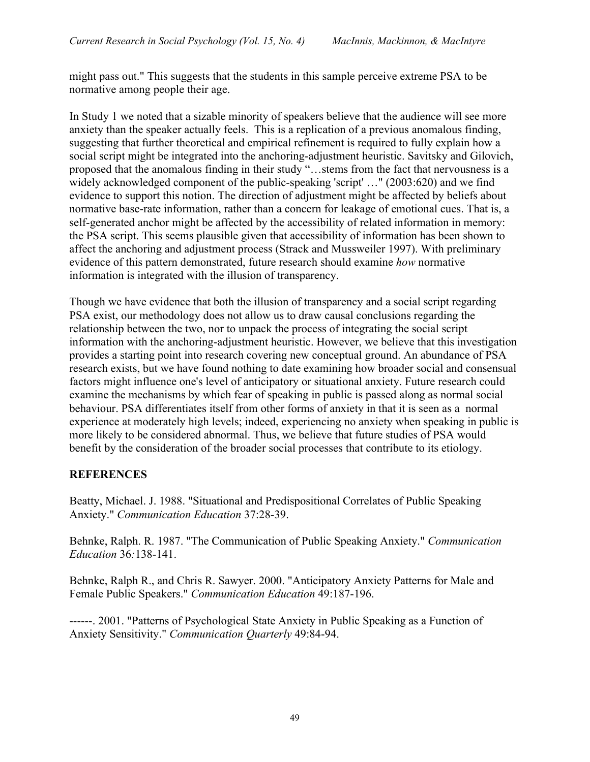might pass out." This suggests that the students in this sample perceive extreme PSA to be normative among people their age.

In Study 1 we noted that a sizable minority of speakers believe that the audience will see more anxiety than the speaker actually feels. This is a replication of a previous anomalous finding, suggesting that further theoretical and empirical refinement is required to fully explain how a social script might be integrated into the anchoring-adjustment heuristic. Savitsky and Gilovich, proposed that the anomalous finding in their study "…stems from the fact that nervousness is a widely acknowledged component of the public-speaking 'script' …" (2003:620) and we find evidence to support this notion. The direction of adjustment might be affected by beliefs about normative base-rate information, rather than a concern for leakage of emotional cues. That is, a self-generated anchor might be affected by the accessibility of related information in memory: the PSA script. This seems plausible given that accessibility of information has been shown to affect the anchoring and adjustment process (Strack and Mussweiler 1997). With preliminary evidence of this pattern demonstrated, future research should examine *how* normative information is integrated with the illusion of transparency.

Though we have evidence that both the illusion of transparency and a social script regarding PSA exist, our methodology does not allow us to draw causal conclusions regarding the relationship between the two, nor to unpack the process of integrating the social script information with the anchoring-adjustment heuristic. However, we believe that this investigation provides a starting point into research covering new conceptual ground. An abundance of PSA research exists, but we have found nothing to date examining how broader social and consensual factors might influence one's level of anticipatory or situational anxiety. Future research could examine the mechanisms by which fear of speaking in public is passed along as normal social behaviour. PSA differentiates itself from other forms of anxiety in that it is seen as a normal experience at moderately high levels; indeed, experiencing no anxiety when speaking in public is more likely to be considered abnormal. Thus, we believe that future studies of PSA would benefit by the consideration of the broader social processes that contribute to its etiology.

## REFERENCES

Beatty, Michael. J. 1988. "Situational and Predispositional Correlates of Public Speaking Anxiety." *Communication Education* 37:28-39.

Behnke, Ralph. R. 1987. "The Communication of Public Speaking Anxiety." *Communication Education* 36:138-141.

Behnke, Ralph R., and Chris R. Sawyer. 2000. "Anticipatory Anxiety Patterns for Male and Female Public Speakers." *Communication Education* 49:187-196.

------. 2001. "Patterns of Psychological State Anxiety in Public Speaking as a Function of Anxiety Sensitivity." *Communication Quarterly* 49:84-94.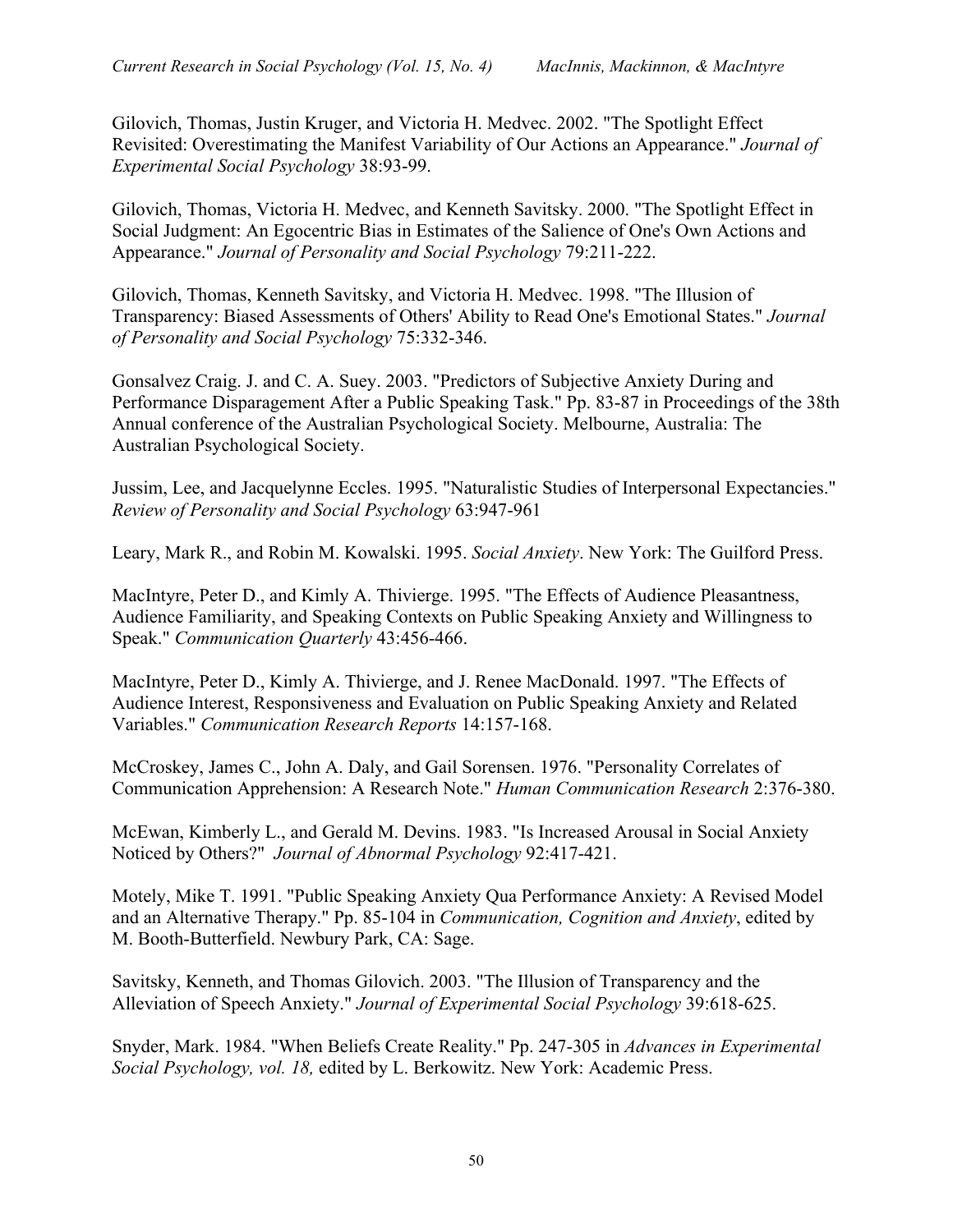Gilovich, Thomas, Justin Kruger, and Victoria H. Medvec. 2002. "The Spotlight Effect Revisited: Overestimating the Manifest Variability of Our Actions an Appearance." *Journal of Experimental Social Psychology* 38:93-99.

Gilovich, Thomas, Victoria H. Medvec, and Kenneth Savitsky. 2000. "The Spotlight Effect in Social Judgment: An Egocentric Bias in Estimates of the Salience of One's Own Actions and Appearance." *Journal of Personality and Social Psychology* 79:211-222.

Gilovich, Thomas, Kenneth Savitsky, and Victoria H. Medvec. 1998. "The Illusion of Transparency: Biased Assessments of Others' Ability to Read One's Emotional States." *Journal of Personality and Social Psychology* 75:332-346.

Gonsalvez Craig. J. and C. A. Suey. 2003. "Predictors of Subjective Anxiety During and Performance Disparagement After a Public Speaking Task." Pp. 83-87 in Proceedings of the 38th Annual conference of the Australian Psychological Society. Melbourne, Australia: The Australian Psychological Society.

Jussim, Lee, and Jacquelynne Eccles. 1995. "Naturalistic Studies of Interpersonal Expectancies." *Review of Personality and Social Psychology* 63:947-961

Leary, Mark R., and Robin M. Kowalski. 1995. *Social Anxiety*. New York: The Guilford Press.

MacIntyre, Peter D., and Kimly A. Thivierge. 1995. "The Effects of Audience Pleasantness, Audience Familiarity, and Speaking Contexts on Public Speaking Anxiety and Willingness to Speak." *Communication Quarterly* 43:456-466.

MacIntyre, Peter D., Kimly A. Thivierge, and J. Renee MacDonald. 1997. "The Effects of Audience Interest, Responsiveness and Evaluation on Public Speaking Anxiety and Related Variables." *Communication Research Reports* 14:157-168.

McCroskey, James C., John A. Daly, and Gail Sorensen. 1976. "Personality Correlates of Communication Apprehension: A Research Note." *Human Communication Research* 2:376-380.

McEwan, Kimberly L., and Gerald M. Devins. 1983. "Is Increased Arousal in Social Anxiety Noticed by Others?" *Journal of Abnormal Psychology* 92:417-421.

Motely, Mike T. 1991. "Public Speaking Anxiety Qua Performance Anxiety: A Revised Model and an Alternative Therapy." Pp. 85-104 in *Communication, Cognition and Anxiety*, edited by M. Booth-Butterfield. Newbury Park, CA: Sage.

Savitsky, Kenneth, and Thomas Gilovich. 2003. "The Illusion of Transparency and the Alleviation of Speech Anxiety." *Journal of Experimental Social Psychology* 39:618-625.

Snyder, Mark. 1984. "When Beliefs Create Reality." Pp. 247-305 in *Advances in Experimental Social Psychology, vol. 18,* edited by L. Berkowitz. New York: Academic Press.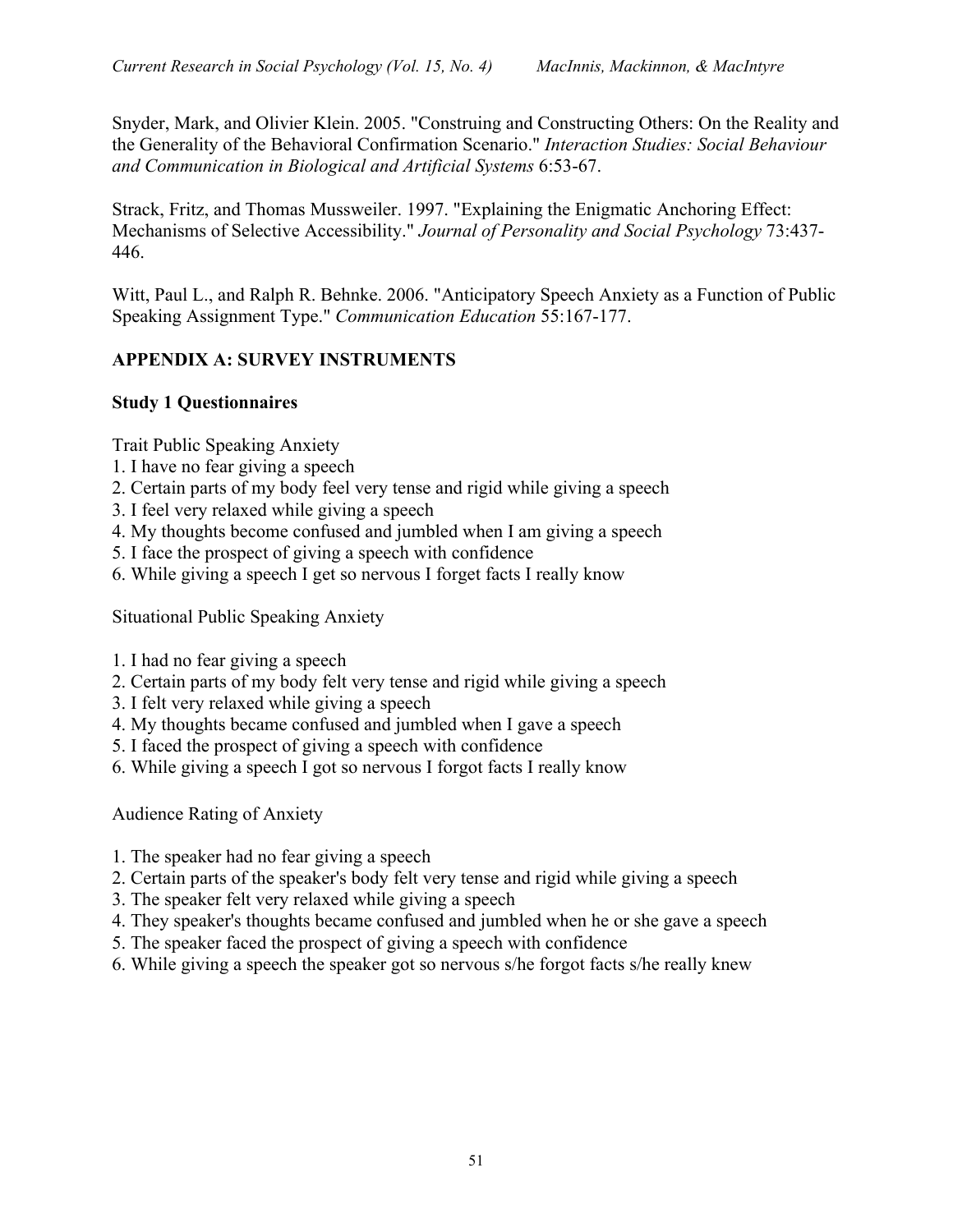Snyder, Mark, and Olivier Klein. 2005. "Construing and Constructing Others: On the Reality and the Generality of the Behavioral Confirmation Scenario." *Interaction Studies: Social Behaviour and Communication in Biological and Artificial Systems* 6:53-67.

Strack, Fritz, and Thomas Mussweiler. 1997. "Explaining the Enigmatic Anchoring Effect: Mechanisms of Selective Accessibility." *Journal of Personality and Social Psychology* 73:437-446.

Witt, Paul L., and Ralph R. Behnke. 2006. "Anticipatory Speech Anxiety as a Function of Public Speaking Assignment Type." *Communication Education* 55:167-177.

## APPENDIX A: SURVEY INSTRUMENTS

### Study 1 Questionnaires

Trait Public Speaking Anxiety

1. I have no fear giving a speech
2. Certain parts of my body feel very tense and rigid while giving a speech
3. I feel very relaxed while giving a speech
4. My thoughts become confused and jumbled when I am giving a speech
5. I face the prospect of giving a speech with confidence
6. While giving a speech I get so nervous I forget facts I really know

Situational Public Speaking Anxiety

1. I had no fear giving a speech
2. Certain parts of my body felt very tense and rigid while giving a speech
3. I felt very relaxed while giving a speech
4. My thoughts became confused and jumbled when I gave a speech
5. I faced the prospect of giving a speech with confidence
6. While giving a speech I got so nervous I forgot facts I really know

Audience Rating of Anxiety

1. The speaker had no fear giving a speech
2. Certain parts of the speaker's body felt very tense and rigid while giving a speech
3. The speaker felt very relaxed while giving a speech
4. They speaker's thoughts became confused and jumbled when he or she gave a speech
5. The speaker faced the prospect of giving a speech with confidence
6. While giving a speech the speaker got so nervous s/he forgot facts s/he really knew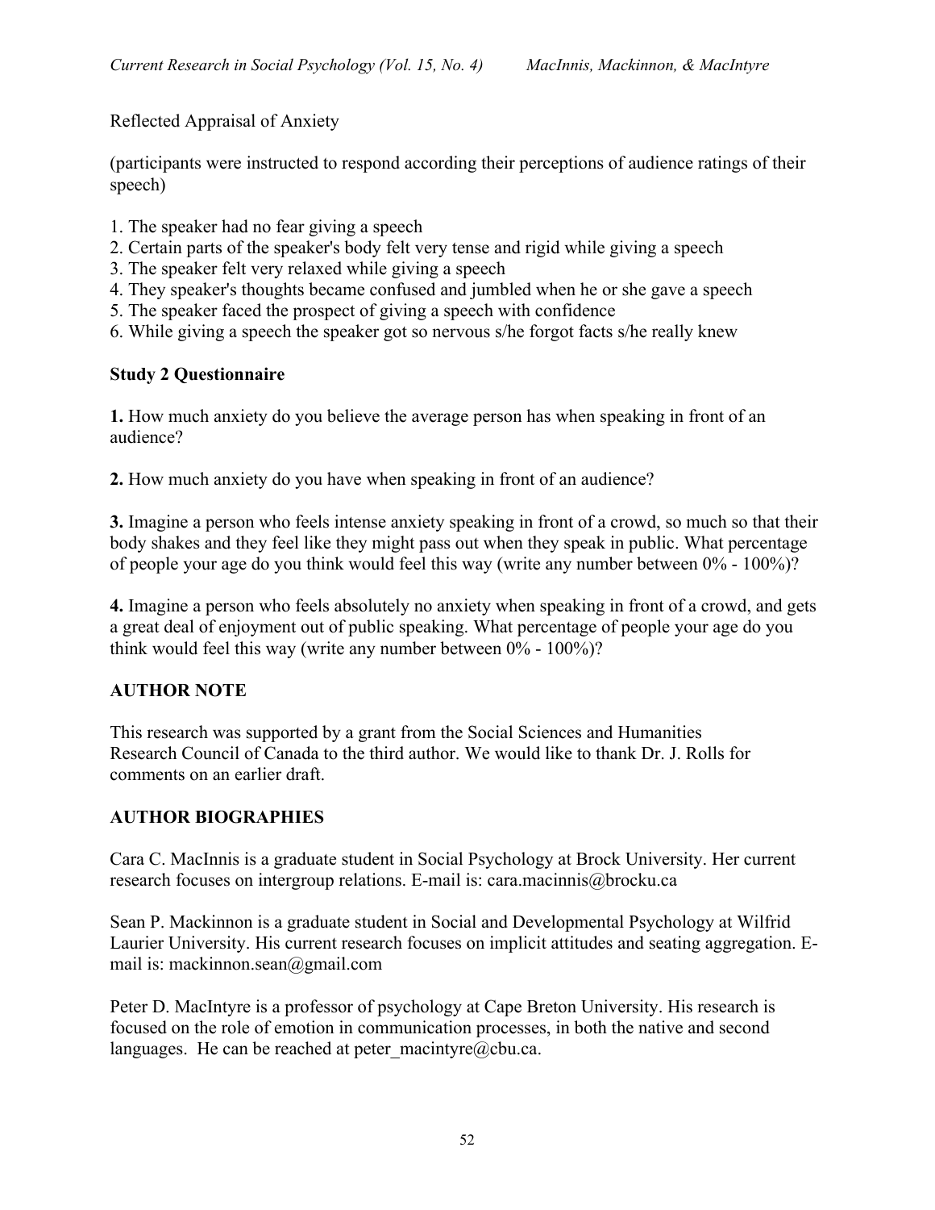Reflected Appraisal of Anxiety

(participants were instructed to respond according their perceptions of audience ratings of their speech)

1. The speaker had no fear giving a speech
2. Certain parts of the speaker's body felt very tense and rigid while giving a speech
3. The speaker felt very relaxed while giving a speech
4. They speaker's thoughts became confused and jumbled when he or she gave a speech
5. The speaker faced the prospect of giving a speech with confidence
6. While giving a speech the speaker got so nervous s/he forgot facts s/he really knew

**Study 2 Questionnaire**

**1.** How much anxiety do you believe the average person has when speaking in front of an audience?

**2.** How much anxiety do you have when speaking in front of an audience?

**3.** Imagine a person who feels intense anxiety speaking in front of a crowd, so much so that their body shakes and they feel like they might pass out when they speak in public. What percentage of people your age do you think would feel this way (write any number between 0% - 100%)?

**4.** Imagine a person who feels absolutely no anxiety when speaking in front of a crowd, and gets a great deal of enjoyment out of public speaking. What percentage of people your age do you think would feel this way (write any number between 0% - 100%)?

## AUTHOR NOTE

This research was supported by a grant from the Social Sciences and Humanities Research Council of Canada to the third author. We would like to thank Dr. J. Rolls for comments on an earlier draft.

## AUTHOR BIOGRAPHIES

Cara C. MacInnis is a graduate student in Social Psychology at Brock University. Her current research focuses on intergroup relations. E-mail is: cara.macinnis@brocku.ca

Sean P. Mackinnon is a graduate student in Social and Developmental Psychology at Wilfrid Laurier University. His current research focuses on implicit attitudes and seating aggregation. E-mail is: mackinnon.sean@gmail.com

Peter D. MacIntyre is a professor of psychology at Cape Breton University. His research is focused on the role of emotion in communication processes, in both the native and second languages. He can be reached at peter_macintyre@cbu.ca.